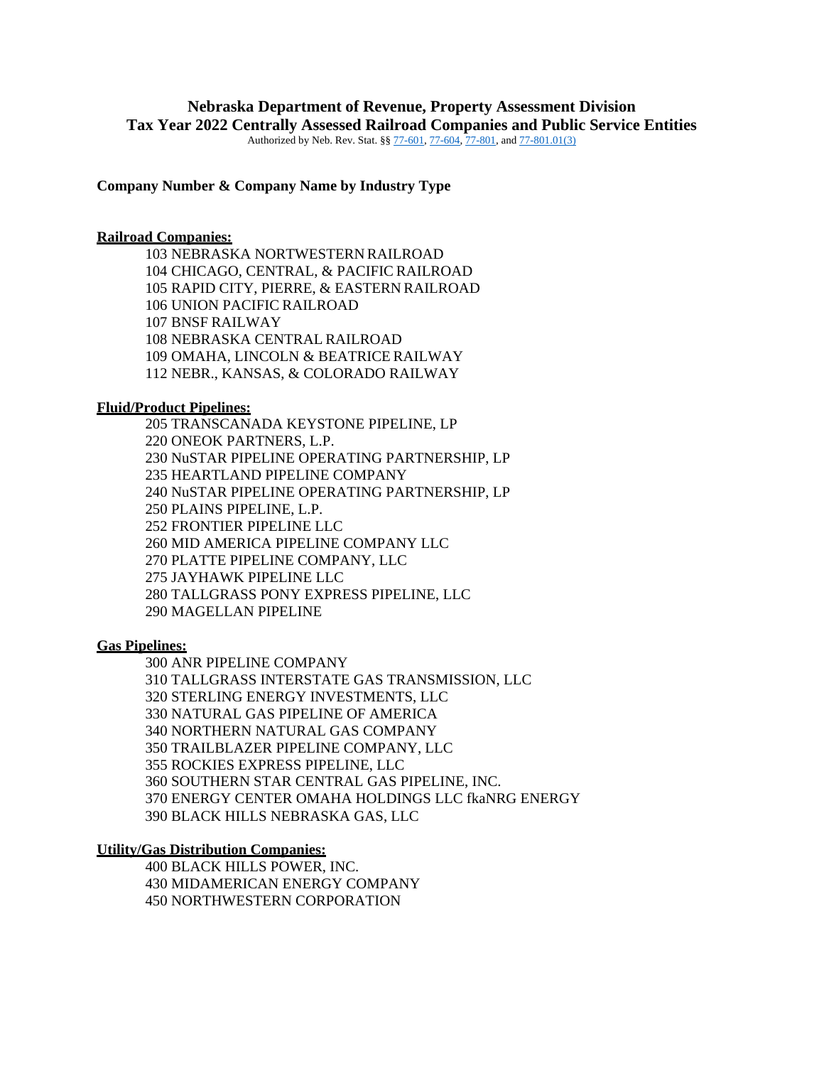# Nebraska Department of Revenue, Property Assessment Division

## Tax Year 2022 Centrally Assessed Railroad Companies and Public Service Entities

Authorized by Neb. Rev. Stat. §§ 77-601, 77-604, 77-801, and 77-801.01(3)

**Company Number & Company Name by Industry Type**

**Railroad Companies:**

103 NEBRASKA NORTWESTERN RAILROAD
104 CHICAGO, CENTRAL, & PACIFIC RAILROAD
105 RAPID CITY, PIERRE, & EASTERN RAILROAD
106 UNION PACIFIC RAILROAD
107 BNSF RAILWAY
108 NEBRASKA CENTRAL RAILROAD
109 OMAHA, LINCOLN & BEATRICE RAILWAY
112 NEBR., KANSAS, & COLORADO RAILWAY

**Fluid/Product Pipelines:**

205 TRANSCANADA KEYSTONE PIPELINE, LP
220 ONEOK PARTNERS, L.P.
230 NuSTAR PIPELINE OPERATING PARTNERSHIP, LP
235 HEARTLAND PIPELINE COMPANY
240 NuSTAR PIPELINE OPERATING PARTNERSHIP, LP
250 PLAINS PIPELINE, L.P.
252 FRONTIER PIPELINE LLC
260 MID AMERICA PIPELINE COMPANY LLC
270 PLATTE PIPELINE COMPANY, LLC
275 JAYHAWK PIPELINE LLC
280 TALLGRASS PONY EXPRESS PIPELINE, LLC
290 MAGELLAN PIPELINE

**Gas Pipelines:**

300 ANR PIPELINE COMPANY
310 TALLGRASS INTERSTATE GAS TRANSMISSION, LLC
320 STERLING ENERGY INVESTMENTS, LLC
330 NATURAL GAS PIPELINE OF AMERICA
340 NORTHERN NATURAL GAS COMPANY
350 TRAILBLAZER PIPELINE COMPANY, LLC
355 ROCKIES EXPRESS PIPELINE, LLC
360 SOUTHERN STAR CENTRAL GAS PIPELINE, INC.
370 ENERGY CENTER OMAHA HOLDINGS LLC fkaNRG ENERGY
390 BLACK HILLS NEBRASKA GAS, LLC

**Utility/Gas Distribution Companies:**

400 BLACK HILLS POWER, INC.
430 MIDAMERICAN ENERGY COMPANY
450 NORTHWESTERN CORPORATION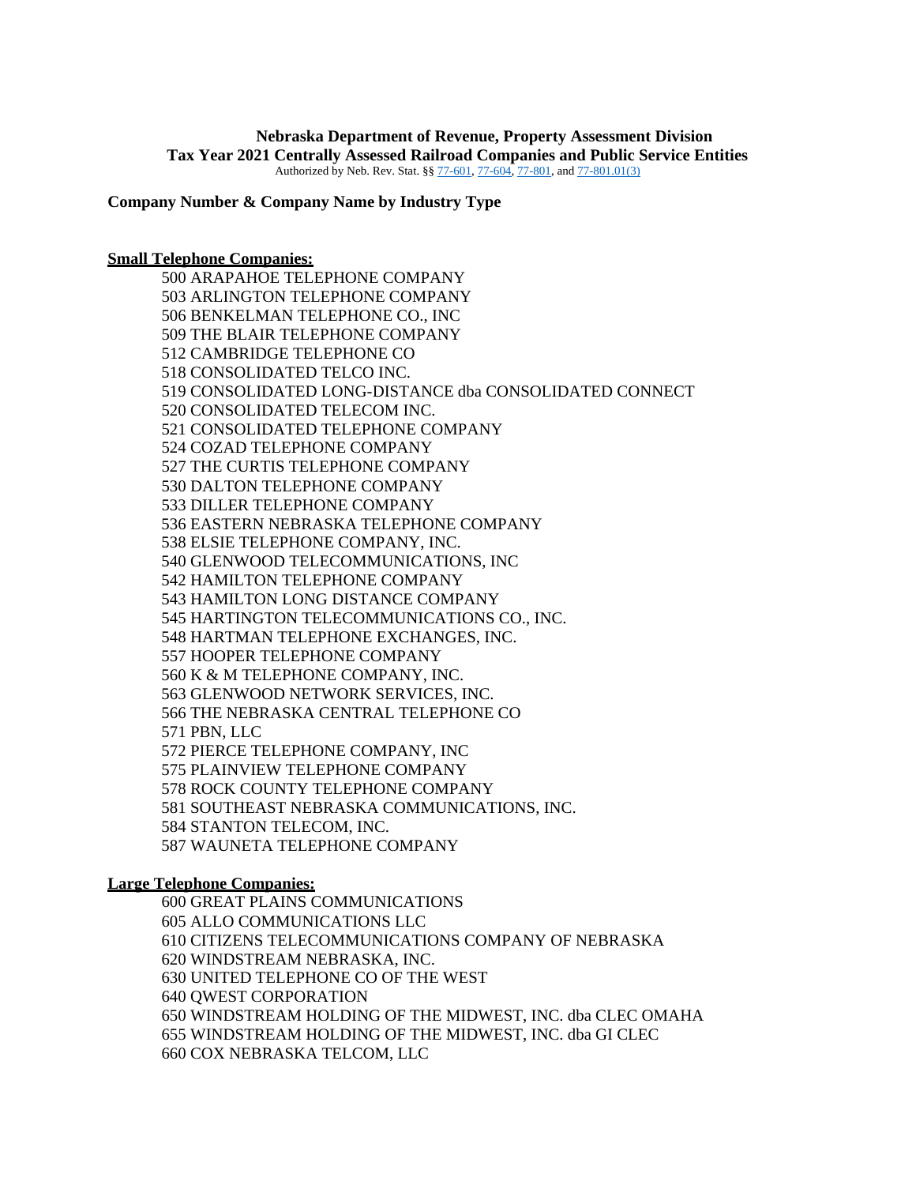**Nebraska Department of Revenue, Property Assessment Division**
**Tax Year 2021 Centrally Assessed Railroad Companies and Public Service Entities**
Authorized by Neb. Rev. Stat. §§ 77-601, 77-604, 77-801, and 77-801.01(3)

**Company Number & Company Name by Industry Type**

**Small Telephone Companies:**

500 ARAPAHOE TELEPHONE COMPANY
503 ARLINGTON TELEPHONE COMPANY
506 BENKELMAN TELEPHONE CO., INC
509 THE BLAIR TELEPHONE COMPANY
512 CAMBRIDGE TELEPHONE CO
518 CONSOLIDATED TELCO INC.
519 CONSOLIDATED LONG-DISTANCE dba CONSOLIDATED CONNECT
520 CONSOLIDATED TELECOM INC.
521 CONSOLIDATED TELEPHONE COMPANY
524 COZAD TELEPHONE COMPANY
527 THE CURTIS TELEPHONE COMPANY
530 DALTON TELEPHONE COMPANY
533 DILLER TELEPHONE COMPANY
536 EASTERN NEBRASKA TELEPHONE COMPANY
538 ELSIE TELEPHONE COMPANY, INC.
540 GLENWOOD TELECOMMUNICATIONS, INC
542 HAMILTON TELEPHONE COMPANY
543 HAMILTON LONG DISTANCE COMPANY
545 HARTINGTON TELECOMMUNICATIONS CO., INC.
548 HARTMAN TELEPHONE EXCHANGES, INC.
557 HOOPER TELEPHONE COMPANY
560 K & M TELEPHONE COMPANY, INC.
563 GLENWOOD NETWORK SERVICES, INC.
566 THE NEBRASKA CENTRAL TELEPHONE CO
571 PBN, LLC
572 PIERCE TELEPHONE COMPANY, INC
575 PLAINVIEW TELEPHONE COMPANY
578 ROCK COUNTY TELEPHONE COMPANY
581 SOUTHEAST NEBRASKA COMMUNICATIONS, INC.
584 STANTON TELECOM, INC.
587 WAUNETA TELEPHONE COMPANY

**Large Telephone Companies:**

600 GREAT PLAINS COMMUNICATIONS
605 ALLO COMMUNICATIONS LLC
610 CITIZENS TELECOMMUNICATIONS COMPANY OF NEBRASKA
620 WINDSTREAM NEBRASKA, INC.
630 UNITED TELEPHONE CO OF THE WEST
640 QWEST CORPORATION
650 WINDSTREAM HOLDING OF THE MIDWEST, INC. dba CLEC OMAHA
655 WINDSTREAM HOLDING OF THE MIDWEST, INC. dba GI CLEC
660 COX NEBRASKA TELCOM, LLC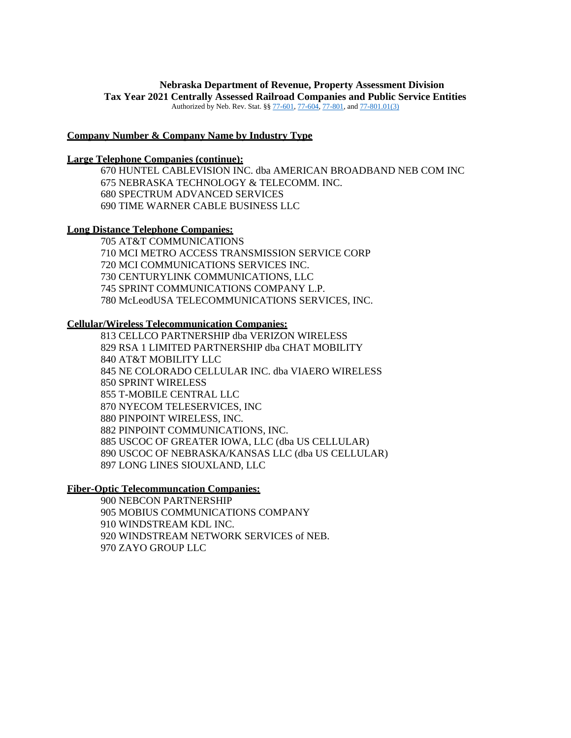**Nebraska Department of Revenue, Property Assessment Division**
**Tax Year 2021 Centrally Assessed Railroad Companies and Public Service Entities**
Authorized by Neb. Rev. Stat. §§ 77-601, 77-604, 77-801, and 77-801.01(3)

**Company Number & Company Name by Industry Type**

**Large Telephone Companies (continue):**

670 HUNTEL CABLEVISION INC. dba AMERICAN BROADBAND NEB COM INC
675 NEBRASKA TECHNOLOGY & TELECOMM. INC.
680 SPECTRUM ADVANCED SERVICES
690 TIME WARNER CABLE BUSINESS LLC

**Long Distance Telephone Companies:**

705 AT&T COMMUNICATIONS
710 MCI METRO ACCESS TRANSMISSION SERVICE CORP
720 MCI COMMUNICATIONS SERVICES INC.
730 CENTURYLINK COMMUNICATIONS, LLC
745 SPRINT COMMUNICATIONS COMPANY L.P.
780 McLeodUSA TELECOMMUNICATIONS SERVICES, INC.

**Cellular/Wireless Telecommunication Companies:**

813 CELLCO PARTNERSHIP dba VERIZON WIRELESS
829 RSA 1 LIMITED PARTNERSHIP dba CHAT MOBILITY
840 AT&T MOBILITY LLC
845 NE COLORADO CELLULAR INC. dba VIAERO WIRELESS
850 SPRINT WIRELESS
855 T-MOBILE CENTRAL LLC
870 NYECOM TELESERVICES, INC
880 PINPOINT WIRELESS, INC.
882 PINPOINT COMMUNICATIONS, INC.
885 USCOC OF GREATER IOWA, LLC (dba US CELLULAR)
890 USCOC OF NEBRASKA/KANSAS LLC (dba US CELLULAR)
897 LONG LINES SIOUXLAND, LLC

**Fiber-Optic Telecommuncation Companies:**

900 NEBCON PARTNERSHIP
905 MOBIUS COMMUNICATIONS COMPANY
910 WINDSTREAM KDL INC.
920 WINDSTREAM NETWORK SERVICES of NEB.
970 ZAYO GROUP LLC